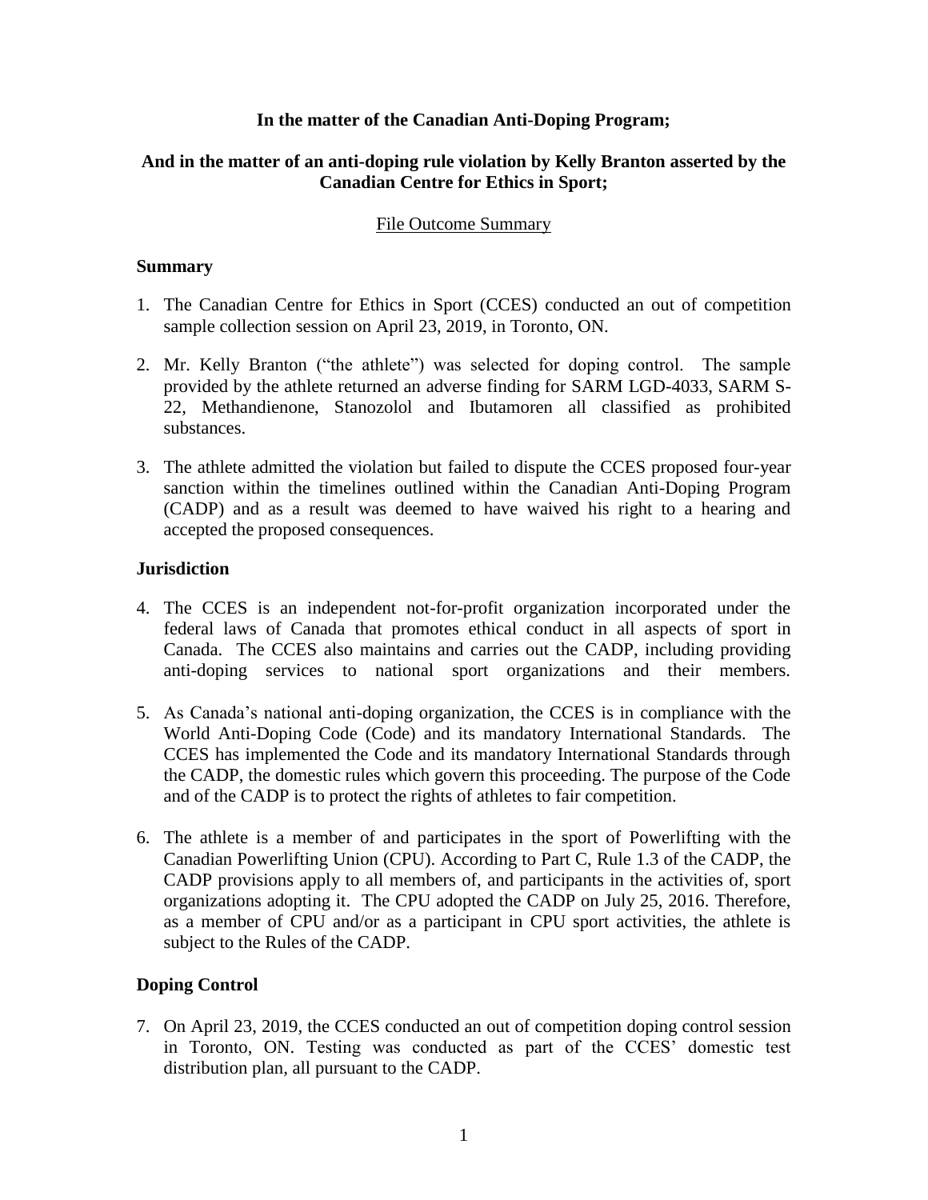**In the matter of the Canadian Anti-Doping Program;**

**And in the matter of an anti-doping rule violation by Kelly Branton asserted by the Canadian Centre for Ethics in Sport;**

File Outcome Summary

## Summary

1. The Canadian Centre for Ethics in Sport (CCES) conducted an out of competition sample collection session on April 23, 2019, in Toronto, ON.

2. Mr. Kelly Branton ("the athlete") was selected for doping control. The sample provided by the athlete returned an adverse finding for SARM LGD-4033, SARM S-22, Methandienone, Stanozolol and Ibutamoren all classified as prohibited substances.

3. The athlete admitted the violation but failed to dispute the CCES proposed four-year sanction within the timelines outlined within the Canadian Anti-Doping Program (CADP) and as a result was deemed to have waived his right to a hearing and accepted the proposed consequences.

## Jurisdiction

4. The CCES is an independent not-for-profit organization incorporated under the federal laws of Canada that promotes ethical conduct in all aspects of sport in Canada. The CCES also maintains and carries out the CADP, including providing anti-doping services to national sport organizations and their members.

5. As Canada's national anti-doping organization, the CCES is in compliance with the World Anti-Doping Code (Code) and its mandatory International Standards. The CCES has implemented the Code and its mandatory International Standards through the CADP, the domestic rules which govern this proceeding. The purpose of the Code and of the CADP is to protect the rights of athletes to fair competition.

6. The athlete is a member of and participates in the sport of Powerlifting with the Canadian Powerlifting Union (CPU). According to Part C, Rule 1.3 of the CADP, the CADP provisions apply to all members of, and participants in the activities of, sport organizations adopting it. The CPU adopted the CADP on July 25, 2016. Therefore, as a member of CPU and/or as a participant in CPU sport activities, the athlete is subject to the Rules of the CADP.

## Doping Control

7. On April 23, 2019, the CCES conducted an out of competition doping control session in Toronto, ON. Testing was conducted as part of the CCES' domestic test distribution plan, all pursuant to the CADP.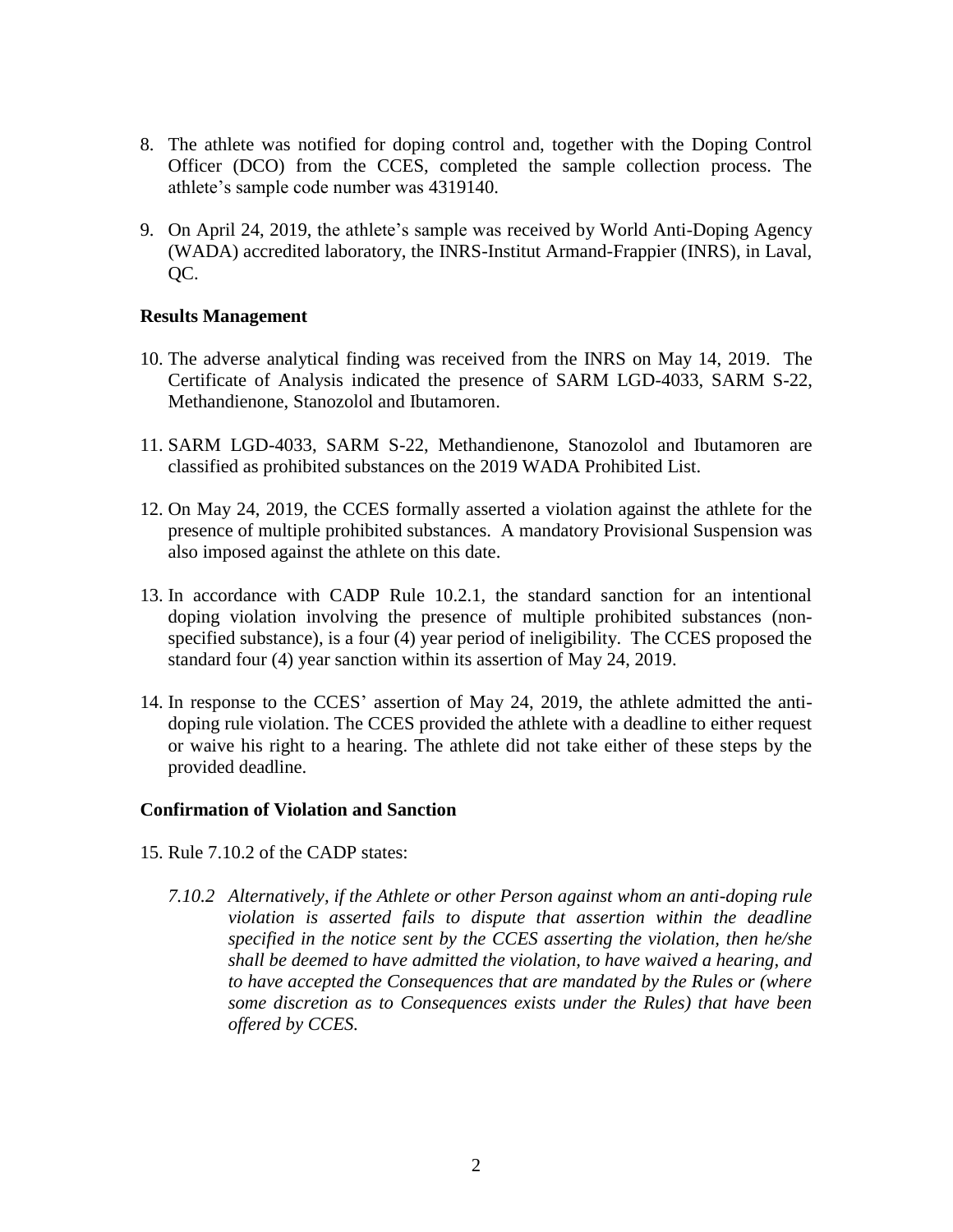8. The athlete was notified for doping control and, together with the Doping Control Officer (DCO) from the CCES, completed the sample collection process. The athlete's sample code number was 4319140.

9. On April 24, 2019, the athlete's sample was received by World Anti-Doping Agency (WADA) accredited laboratory, the INRS-Institut Armand-Frappier (INRS), in Laval, QC.

## Results Management

10. The adverse analytical finding was received from the INRS on May 14, 2019. The Certificate of Analysis indicated the presence of SARM LGD-4033, SARM S-22, Methandienone, Stanozolol and Ibutamoren.

11. SARM LGD-4033, SARM S-22, Methandienone, Stanozolol and Ibutamoren are classified as prohibited substances on the 2019 WADA Prohibited List.

12. On May 24, 2019, the CCES formally asserted a violation against the athlete for the presence of multiple prohibited substances. A mandatory Provisional Suspension was also imposed against the athlete on this date.

13. In accordance with CADP Rule 10.2.1, the standard sanction for an intentional doping violation involving the presence of multiple prohibited substances (non-specified substance), is a four (4) year period of ineligibility. The CCES proposed the standard four (4) year sanction within its assertion of May 24, 2019.

14. In response to the CCES' assertion of May 24, 2019, the athlete admitted the anti-doping rule violation. The CCES provided the athlete with a deadline to either request or waive his right to a hearing. The athlete did not take either of these steps by the provided deadline.

## Confirmation of Violation and Sanction

15. Rule 7.10.2 of the CADP states:

    *7.10.2 Alternatively, if the Athlete or other Person against whom an anti-doping rule violation is asserted fails to dispute that assertion within the deadline specified in the notice sent by the CCES asserting the violation, then he/she shall be deemed to have admitted the violation, to have waived a hearing, and to have accepted the Consequences that are mandated by the Rules or (where some discretion as to Consequences exists under the Rules) that have been offered by CCES.*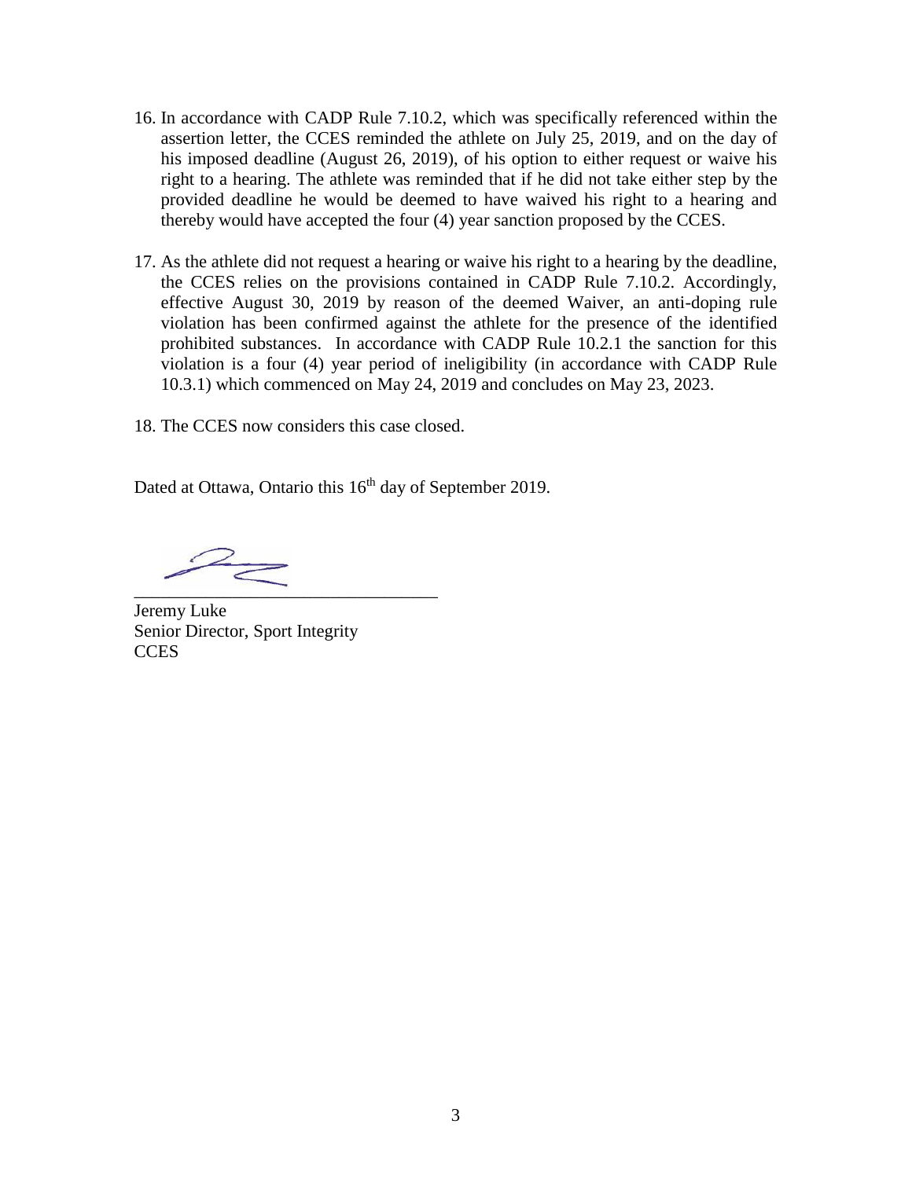16. In accordance with CADP Rule 7.10.2, which was specifically referenced within the assertion letter, the CCES reminded the athlete on July 25, 2019, and on the day of his imposed deadline (August 26, 2019), of his option to either request or waive his right to a hearing. The athlete was reminded that if he did not take either step by the provided deadline he would be deemed to have waived his right to a hearing and thereby would have accepted the four (4) year sanction proposed by the CCES.

17. As the athlete did not request a hearing or waive his right to a hearing by the deadline, the CCES relies on the provisions contained in CADP Rule 7.10.2. Accordingly, effective August 30, 2019 by reason of the deemed Waiver, an anti-doping rule violation has been confirmed against the athlete for the presence of the identified prohibited substances. In accordance with CADP Rule 10.2.1 the sanction for this violation is a four (4) year period of ineligibility (in accordance with CADP Rule 10.3.1) which commenced on May 24, 2019 and concludes on May 23, 2023.

18. The CCES now considers this case closed.

Dated at Ottawa, Ontario this 16th day of September 2019.

_________________________________

Jeremy Luke
Senior Director, Sport Integrity
CCES